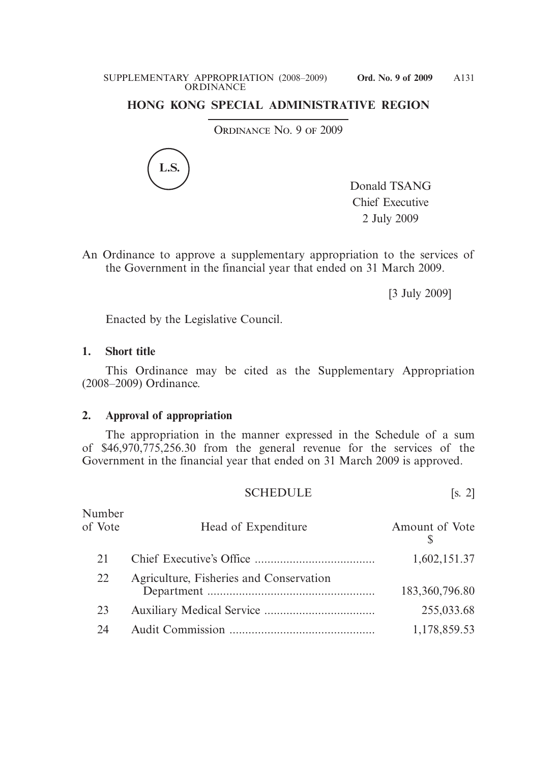## HONG KONG SPECIAL ADMINISTRATIVE REGION

ORDINANCE NO. 9 OF 2009

L.S.

Donald TSANG
Chief Executive
2 July 2009

An Ordinance to approve a supplementary appropriation to the services of the Government in the financial year that ended on 31 March 2009.

[3 July 2009]

Enacted by the Legislative Council.

**1. Short title**

This Ordinance may be cited as the Supplementary Appropriation (2008–2009) Ordinance.

**2. Approval of appropriation**

The appropriation in the manner expressed in the Schedule of a sum of $46,970,775,256.30 from the general revenue for the services of the Government in the financial year that ended on 31 March 2009 is approved.

SCHEDULE [s. 2]

| Number of Vote | Head of Expenditure | Amount of Vote $ |
|---|---|---|
| 21 | Chief Executive's Office | 1,602,151.37 |
| 22 | Agriculture, Fisheries and Conservation Department | 183,360,796.80 |
| 23 | Auxiliary Medical Service | 255,033.68 |
| 24 | Audit Commission | 1,178,859.53 |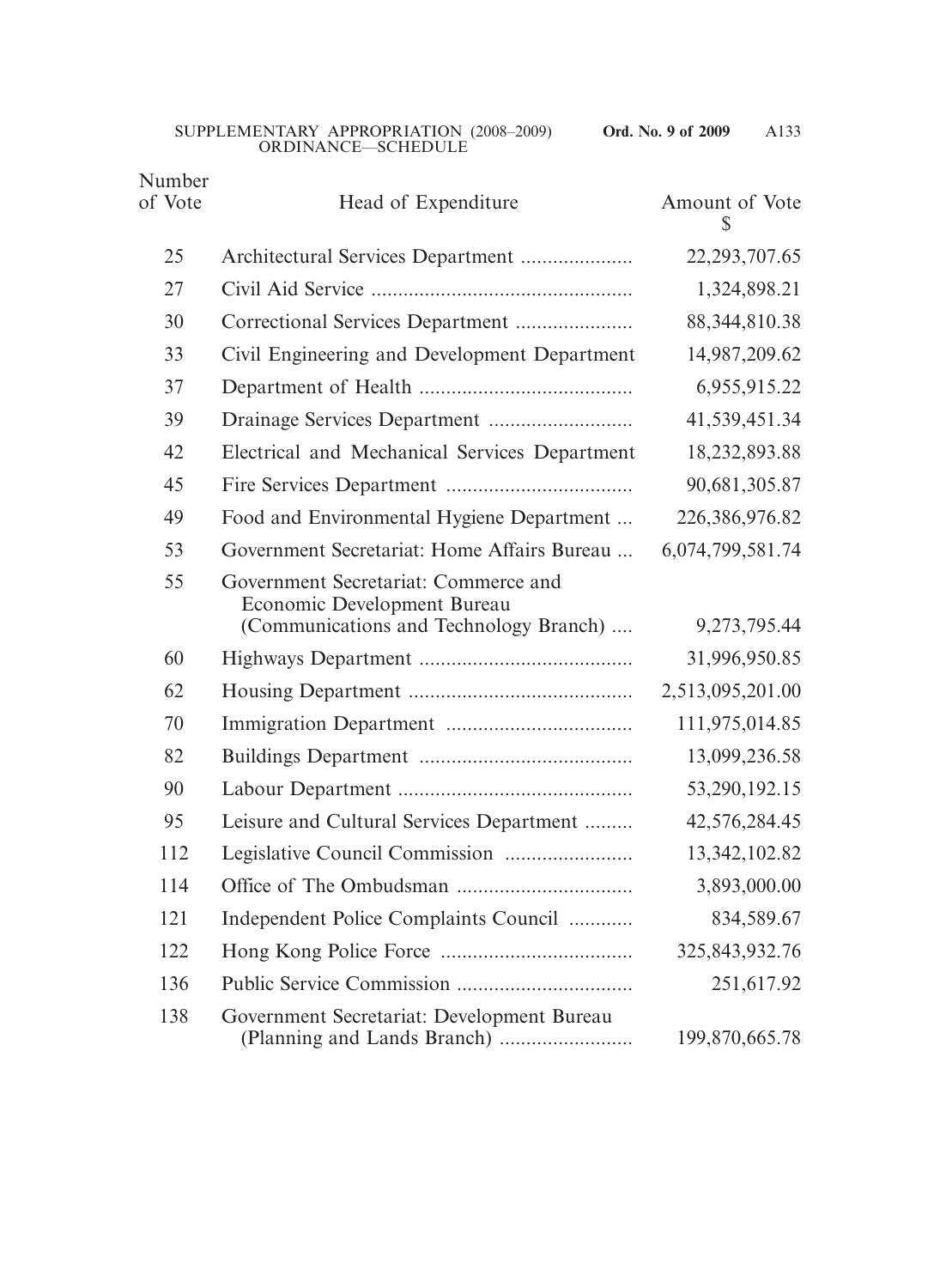| Number of Vote | Head of Expenditure | Amount of Vote $ |
|---|---|---|
| 25 | Architectural Services Department | 22,293,707.65 |
| 27 | Civil Aid Service | 1,324,898.21 |
| 30 | Correctional Services Department | 88,344,810.38 |
| 33 | Civil Engineering and Development Department | 14,987,209.62 |
| 37 | Department of Health | 6,955,915.22 |
| 39 | Drainage Services Department | 41,539,451.34 |
| 42 | Electrical and Mechanical Services Department | 18,232,893.88 |
| 45 | Fire Services Department | 90,681,305.87 |
| 49 | Food and Environmental Hygiene Department | 226,386,976.82 |
| 53 | Government Secretariat: Home Affairs Bureau | 6,074,799,581.74 |
| 55 | Government Secretariat: Commerce and Economic Development Bureau (Communications and Technology Branch) | 9,273,795.44 |
| 60 | Highways Department | 31,996,950.85 |
| 62 | Housing Department | 2,513,095,201.00 |
| 70 | Immigration Department | 111,975,014.85 |
| 82 | Buildings Department | 13,099,236.58 |
| 90 | Labour Department | 53,290,192.15 |
| 95 | Leisure and Cultural Services Department | 42,576,284.45 |
| 112 | Legislative Council Commission | 13,342,102.82 |
| 114 | Office of The Ombudsman | 3,893,000.00 |
| 121 | Independent Police Complaints Council | 834,589.67 |
| 122 | Hong Kong Police Force | 325,843,932.76 |
| 136 | Public Service Commission | 251,617.92 |
| 138 | Government Secretariat: Development Bureau (Planning and Lands Branch) | 199,870,665.78 |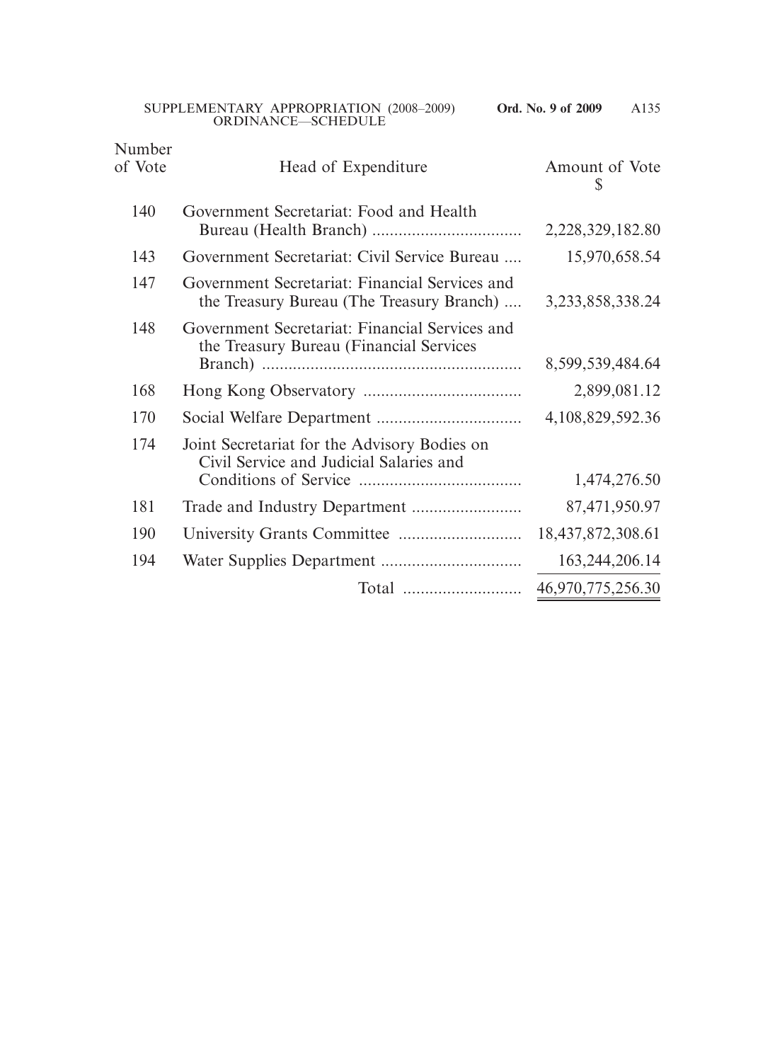| Number of Vote | Head of Expenditure | Amount of Vote $ |
| --- | --- | --- |
| 140 | Government Secretariat: Food and Health Bureau (Health Branch) .................................. | 2,228,329,182.80 |
| 143 | Government Secretariat: Civil Service Bureau .... | 15,970,658.54 |
| 147 | Government Secretariat: Financial Services and the Treasury Bureau (The Treasury Branch) .... | 3,233,858,338.24 |
| 148 | Government Secretariat: Financial Services and the Treasury Bureau (Financial Services Branch) ........................................................... | 8,599,539,484.64 |
| 168 | Hong Kong Observatory .................................... | 2,899,081.12 |
| 170 | Social Welfare Department ................................. | 4,108,829,592.36 |
| 174 | Joint Secretariat for the Advisory Bodies on Civil Service and Judicial Salaries and Conditions of Service ..................................... | 1,474,276.50 |
| 181 | Trade and Industry Department ......................... | 87,471,950.97 |
| 190 | University Grants Committee ............................ | 18,437,872,308.61 |
| 194 | Water Supplies Department ................................ | 163,244,206.14 |
| | Total ........................... | 46,970,775,256.30 |